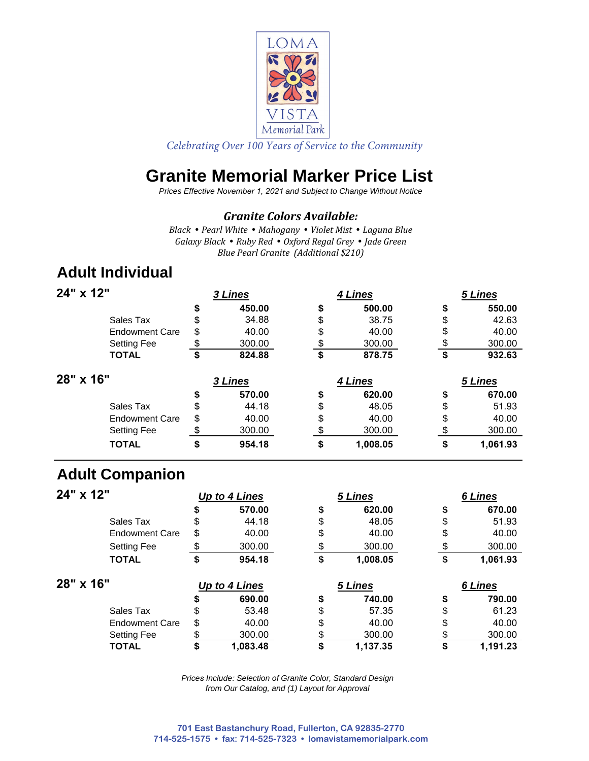LOMA VISTA Memorial Park

*Celebrating Over 100 Years of Service to the Community*

# Granite Memorial Marker Price List

*Prices Effective November 1, 2021 and Subject to Change Without Notice*

***Granite Colors Available:***

*Black • Pearl White • Mahogany • Violet Mist • Laguna Blue*
*Galaxy Black • Ruby Red • Oxford Regal Grey • Jade Green*
*Blue Pearl Granite (Additional $210)*

## Adult Individual

### 24" x 12"

| | 3 Lines | 4 Lines | 5 Lines |
|---|---|---|---|
| | **$ 450.00** | **$ 500.00** | **$ 550.00** |
| Sales Tax | $ 34.88 | $ 38.75 | $ 42.63 |
| Endowment Care | $ 40.00 | $ 40.00 | $ 40.00 |
| Setting Fee | $ 300.00 | $ 300.00 | $ 300.00 |
| **TOTAL** | **$ 824.88** | **$ 878.75** | **$ 932.63** |

### 28" x 16"

| | 3 Lines | 4 Lines | 5 Lines |
|---|---|---|---|
| | **$ 570.00** | **$ 620.00** | **$ 670.00** |
| Sales Tax | $ 44.18 | $ 48.05 | $ 51.93 |
| Endowment Care | $ 40.00 | $ 40.00 | $ 40.00 |
| Setting Fee | $ 300.00 | $ 300.00 | $ 300.00 |
| **TOTAL** | **$ 954.18** | **$ 1,008.05** | **$ 1,061.93** |

## Adult Companion

### 24" x 12"

| | Up to 4 Lines | 5 Lines | 6 Lines |
|---|---|---|---|
| | **$ 570.00** | **$ 620.00** | **$ 670.00** |
| Sales Tax | $ 44.18 | $ 48.05 | $ 51.93 |
| Endowment Care | $ 40.00 | $ 40.00 | $ 40.00 |
| Setting Fee | $ 300.00 | $ 300.00 | $ 300.00 |
| **TOTAL** | **$ 954.18** | **$ 1,008.05** | **$ 1,061.93** |

### 28" x 16"

| | Up to 4 Lines | 5 Lines | 6 Lines |
|---|---|---|---|
| | **$ 690.00** | **$ 740.00** | **$ 790.00** |
| Sales Tax | $ 53.48 | $ 57.35 | $ 61.23 |
| Endowment Care | $ 40.00 | $ 40.00 | $ 40.00 |
| Setting Fee | $ 300.00 | $ 300.00 | $ 300.00 |
| **TOTAL** | **$ 1,083.48** | **$ 1,137.35** | **$ 1,191.23** |

*Prices Include: Selection of Granite Color, Standard Design from Our Catalog, and (1) Layout for Approval*

**701 East Bastanchury Road, Fullerton, CA 92835-2770**
**714-525-1575 • fax: 714-525-7323 • lomavistamemorialpark.com**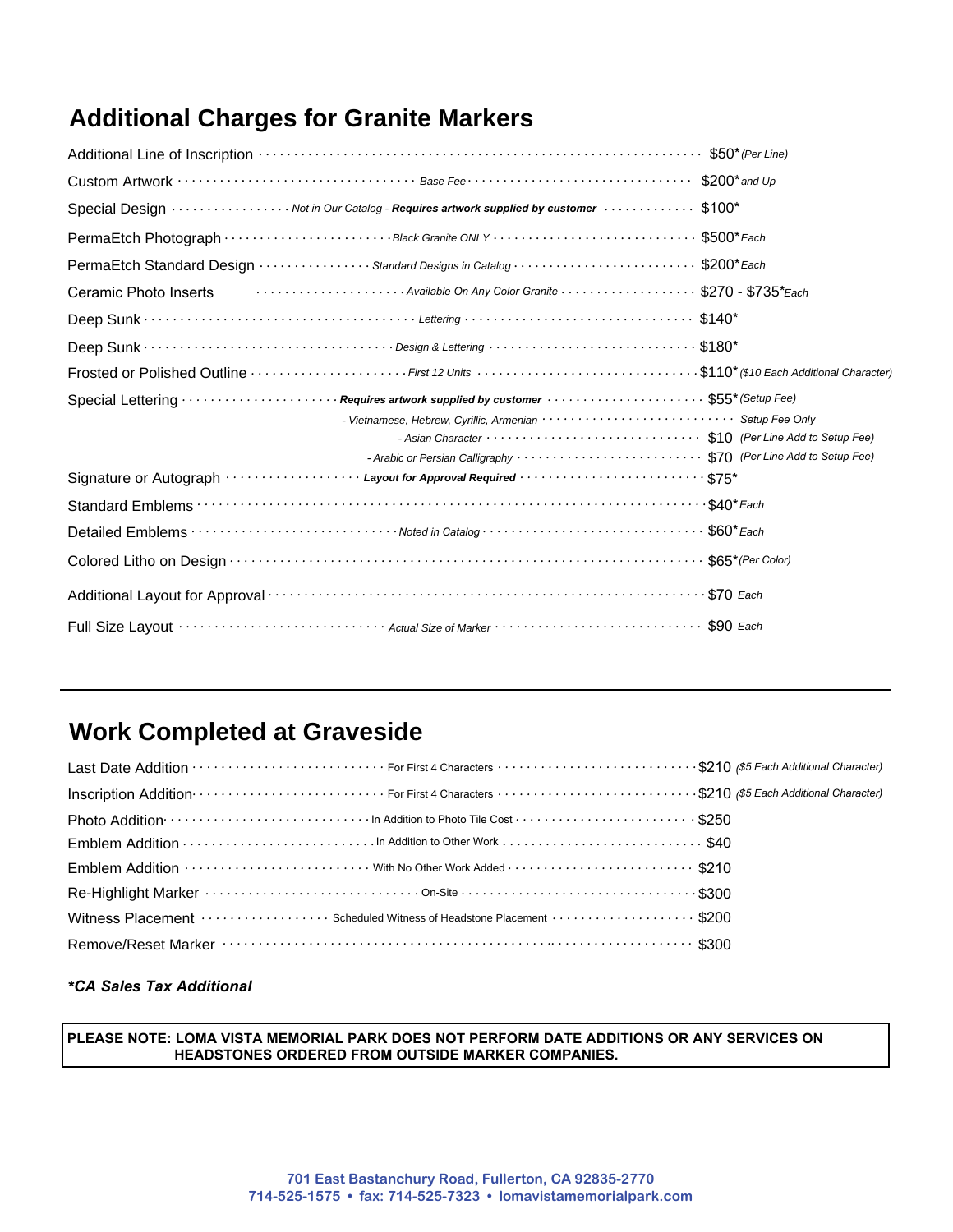## Additional Charges for Granite Markers

| | | | |
|---|---|---|---|
| Additional Line of Inscription | | $50* | *(Per Line)* |
| Custom Artwork | *Base Fee* | $200* | *and Up* |
| Special Design | *Not in Our Catalog - **Requires artwork supplied by customer*** | $100* | |
| PermaEtch Photograph | *Black Granite ONLY* | $500* | *Each* |
| PermaEtch Standard Design | *Standard Designs in Catalog* | $200* | *Each* |
| Ceramic Photo Inserts | *Available On Any Color Granite* | $270 - $735* | *Each* |
| Deep Sunk | *Lettering* | $140* | |
| Deep Sunk | *Design & Lettering* | $180* | |
| Frosted or Polished Outline | *First 12 Units* | $110* | *($10 Each Additional Character)* |
| Special Lettering | ***Requires artwork supplied by customer*** | $55* | *(Setup Fee)* |
| | *- Vietnamese, Hebrew, Cyrillic, Armenian* | | *Setup Fee Only* |
| | *- Asian Character* | $10 | *(Per Line Add to Setup Fee)* |
| | *- Arabic or Persian Calligraphy* | $70 | *(Per Line Add to Setup Fee)* |
| Signature or Autograph | ***Layout for Approval Required*** | $75* | |
| Standard Emblems | | $40* | *Each* |
| Detailed Emblems | *Noted in Catalog* | $60* | *Each* |
| Colored Litho on Design | | $65* | *(Per Color)* |
| Additional Layout for Approval | | $70 | *Each* |
| Full Size Layout | *Actual Size of Marker* | $90 | *Each* |

## Work Completed at Graveside

| | | | |
|---|---|---|---|
| Last Date Addition | For First 4 Characters | $210 | *($5 Each Additional Character)* |
| Inscription Addition | For First 4 Characters | $210 | *($5 Each Additional Character)* |
| Photo Addition | In Addition to Photo Tile Cost | $250 | |
| Emblem Addition | In Addition to Other Work | $40 | |
| Emblem Addition | With No Other Work Added | $210 | |
| Re-Highlight Marker | On-Site | $300 | |
| Witness Placement | Scheduled Witness of Headstone Placement | $200 | |
| Remove/Reset Marker | | $300 | |

***CA Sales Tax Additional**

**PLEASE NOTE: LOMA VISTA MEMORIAL PARK DOES NOT PERFORM DATE ADDITIONS OR ANY SERVICES ON HEADSTONES ORDERED FROM OUTSIDE MARKER COMPANIES.**

**701 East Bastanchury Road, Fullerton, CA 92835-2770**
**714-525-1575 • fax: 714-525-7323 • lomavistamemorialpark.com**